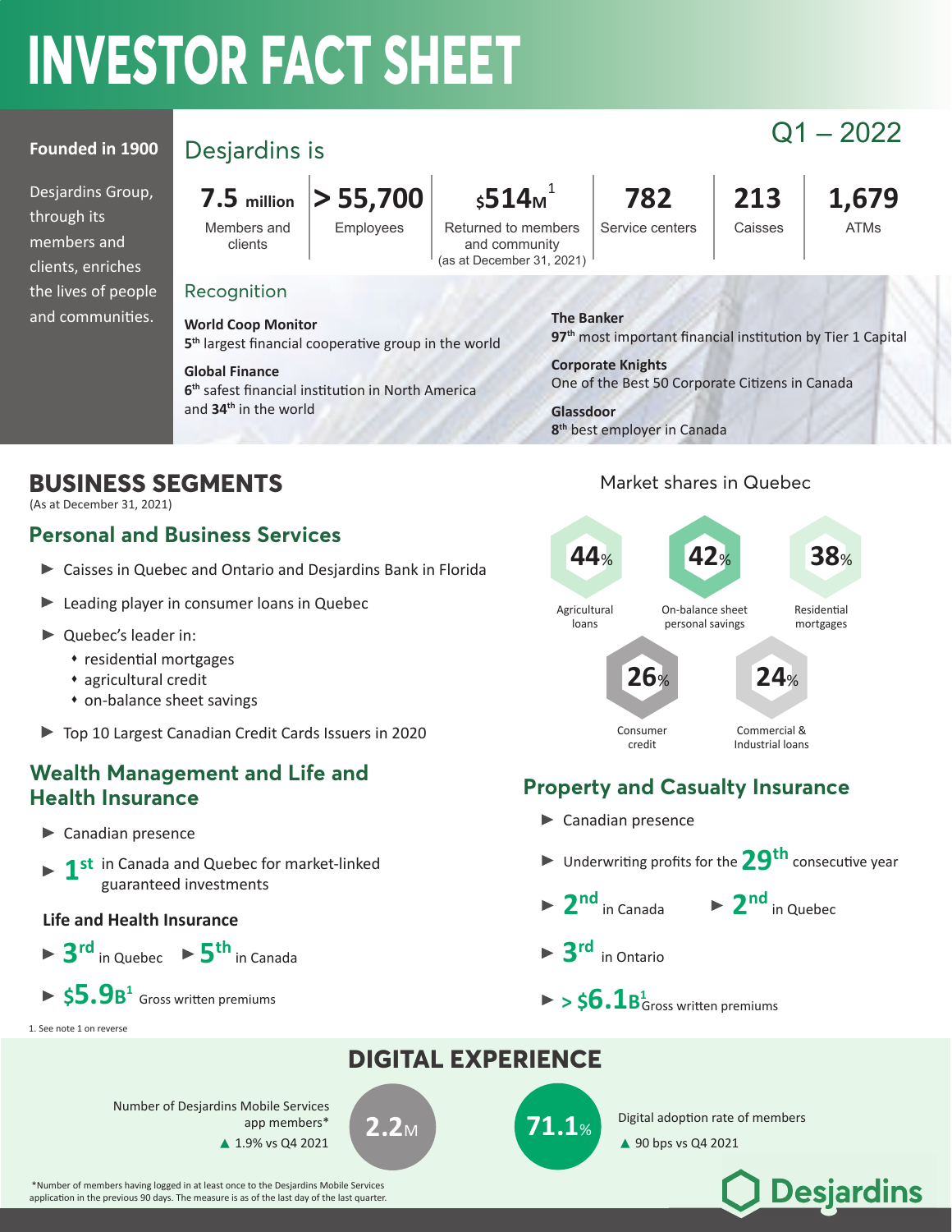# INVESTOR FACT SHEET

**Founded in 1900**

Desjardins Group, through its members and clients, enriches the lives of people and communities.

Q1 – 2022

## Desjardins is

| 7.5 million | > 55,700 | $514M[1] | 782 | 213 | 1,679 |
|---|---|---|---|---|---|
| Members and clients | Employees | Returned to members and community (as at December 31, 2021) | Service centers | Caisses | ATMs |

### Recognition

**World Coop Monitor**
5th largest financial cooperative group in the world

**Global Finance**
6th safest financial institution in North America and **34th** in the world

**The Banker**
97th most important financial institution by Tier 1 Capital

**Corporate Knights**
One of the Best 50 Corporate Citizens in Canada

**Glassdoor**
8th best employer in Canada

## BUSINESS SEGMENTS

(As at December 31, 2021)

### Personal and Business Services

- Caisses in Quebec and Ontario and Desjardins Bank in Florida
- Leading player in consumer loans in Quebec
- Quebec's leader in:
  - residential mortgages
  - agricultural credit
  - on-balance sheet savings
- Top 10 Largest Canadian Credit Cards Issuers in 2020

Market shares in Quebec

- **44%** Agricultural loans
- **42%** On-balance sheet personal savings
- **38%** Residential mortgages
- **26%** Consumer credit
- **24%** Commercial & Industrial loans

### Wealth Management and Life and Health Insurance

- Canadian presence
- **1st** in Canada and Quebec for market-linked guaranteed investments

#### Life and Health Insurance

- **3rd** in Quebec
- **5th** in Canada
- **$5.9B**[1] Gross written premiums

1. See note 1 on reverse

### Property and Casualty Insurance

- Canadian presence
- Underwriting profits for the **29th** consecutive year
- **2nd** in Canada
- **2nd** in Quebec
- **3rd** in Ontario
- **> $6.1B**[1] Gross written premiums

## DIGITAL EXPERIENCE

**2.2M** Number of Desjardins Mobile Services app members*
▲ 1.9% vs Q4 2021

**71.1%** Digital adoption rate of members
▲ 90 bps vs Q4 2021

*Number of members having logged in at least once to the Desjardins Mobile Services application in the previous 90 days. The measure is as of the last day of the last quarter.

Desjardins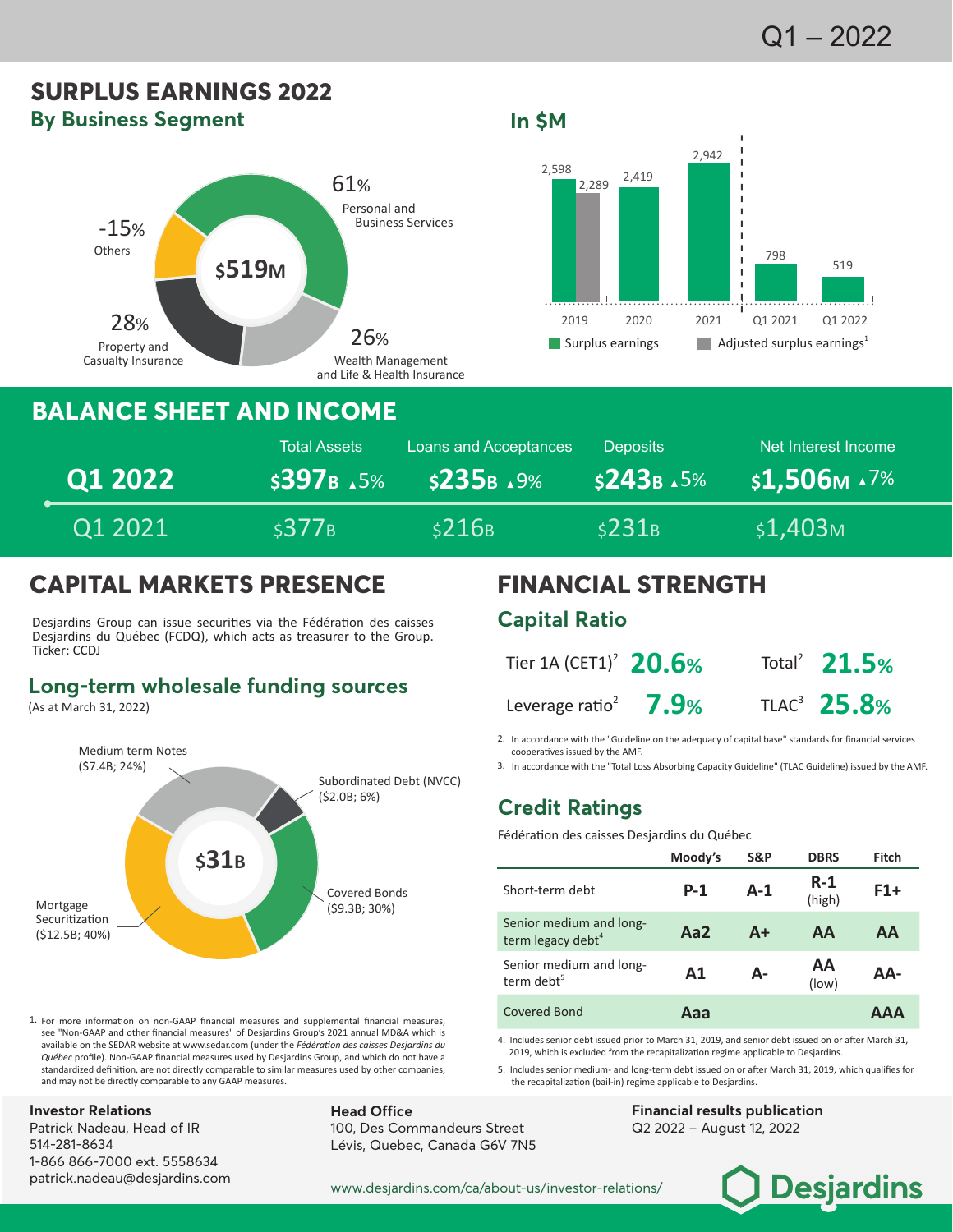Q1 – 2022

# SURPLUS EARNINGS 2022

## By Business Segment

$519M

61% Personal and Business Services

26% Wealth Management and Life & Health Insurance

28% Property and Casualty Insurance

-15% Others

## In $M

2,598
2,289
2,419
2,942
798
519

2019
2020
2021
Q1 2021
Q1 2022

Surplus earnings
Adjusted surplus earnings[1]

# BALANCE SHEET AND INCOME

| | Total Assets | Loans and Acceptances | Deposits | Net Interest Income |
|---|---|---|---|---|
| **Q1 2022** | **$397B** ▲5% | **$235B** ▲9% | **$243B** ▲5% | **$1,506M** ▲7% |
| Q1 2021 | $377B | $216B | $231B | $1,403M |

# CAPITAL MARKETS PRESENCE

Desjardins Group can issue securities via the Fédération des caisses Desjardins du Québec (FCDQ), which acts as treasurer to the Group. Ticker: CCDJ

## Long-term wholesale funding sources

(As at March 31, 2022)

$31B

Medium term Notes ($7.4B; 24%)

Subordinated Debt (NVCC) ($2.0B; 6%)

Covered Bonds ($9.3B; 30%)

Mortgage Securitization ($12.5B; 40%)

1. For more information on non-GAAP financial measures and supplemental financial measures, see "Non-GAAP and other financial measures" of Desjardins Group's 2021 annual MD&A which is available on the SEDAR website at www.sedar.com (under the *Fédération des caisses Desjardins du Québec* profile). Non-GAAP financial measures used by Desjardins Group, and which do not have a standardized definition, are not directly comparable to similar measures used by other companies, and may not be directly comparable to any GAAP measures.

# FINANCIAL STRENGTH

## Capital Ratio

Tier 1A (CET1)[2] **20.6%**

Total[2] **21.5%**

Leverage ratio[2] **7.9%**

TLAC[3] **25.8%**

2. In accordance with the "Guideline on the adequacy of capital base" standards for financial services cooperatives issued by the AMF.
3. In accordance with the "Total Loss Absorbing Capacity Guideline" (TLAC Guideline) issued by the AMF.

## Credit Ratings

Fédération des caisses Desjardins du Québec

| | Moody's | S&P | DBRS | Fitch |
|---|---|---|---|---|
| Short-term debt | **P-1** | **A-1** | **R-1** (high) | **F1+** |
| Senior medium and long-term legacy debt[4] | **Aa2** | **A+** | **AA** | **AA** |
| Senior medium and long-term debt[5] | **A1** | **A-** | **AA** (low) | **AA-** |
| Covered Bond | **Aaa** | | | **AAA** |

4. Includes senior debt issued prior to March 31, 2019, and senior debt issued on or after March 31, 2019, which is excluded from the recapitalization regime applicable to Desjardins.
5. Includes senior medium- and long-term debt issued on or after March 31, 2019, which qualifies for the recapitalization (bail-in) regime applicable to Desjardins.

**Investor Relations**
Patrick Nadeau, Head of IR
514-281-8634
1-866 866-7000 ext. 5558634
patrick.nadeau@desjardins.com

**Head Office**
100, Des Commandeurs Street
Lévis, Quebec, Canada G6V 7N5

www.desjardins.com/ca/about-us/investor-relations/

**Financial results publication**
Q2 2022 – August 12, 2022

Desjardins